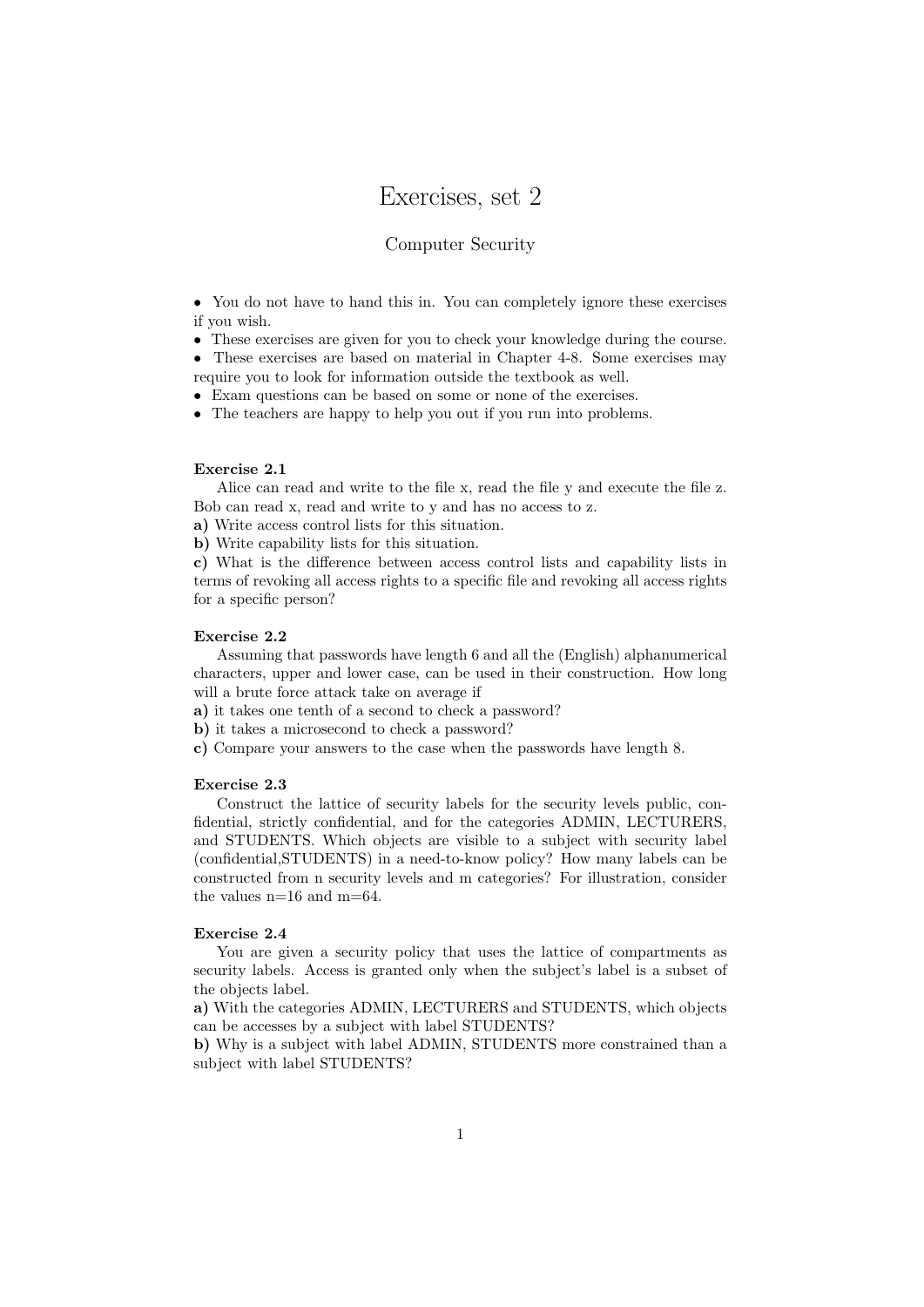# Exercises, set 2

## Computer Security

- You do not have to hand this in. You can completely ignore these exercises if you wish.
- These exercises are given for you to check your knowledge during the course.
- These exercises are based on material in Chapter 4-8. Some exercises may require you to look for information outside the textbook as well.
- Exam questions can be based on some or none of the exercises.
- The teachers are happy to help you out if you run into problems.

### Exercise 2.1

Alice can read and write to the file x, read the file y and execute the file z. Bob can read x, read and write to y and has no access to z.

**a)** Write access control lists for this situation.
**b)** Write capability lists for this situation.
**c)** What is the difference between access control lists and capability lists in terms of revoking all access rights to a specific file and revoking all access rights for a specific person?

### Exercise 2.2

Assuming that passwords have length 6 and all the (English) alphanumerical characters, upper and lower case, can be used in their construction. How long will a brute force attack take on average if

**a)** it takes one tenth of a second to check a password?
**b)** it takes a microsecond to check a password?
**c)** Compare your answers to the case when the passwords have length 8.

### Exercise 2.3

Construct the lattice of security labels for the security levels public, confidential, strictly confidential, and for the categories ADMIN, LECTURERS, and STUDENTS. Which objects are visible to a subject with security label (confidential,STUDENTS) in a need-to-know policy? How many labels can be constructed from n security levels and m categories? For illustration, consider the values n=16 and m=64.

### Exercise 2.4

You are given a security policy that uses the lattice of compartments as security labels. Access is granted only when the subject's label is a subset of the objects label.

**a)** With the categories ADMIN, LECTURERS and STUDENTS, which objects can be accesses by a subject with label STUDENTS?
**b)** Why is a subject with label ADMIN, STUDENTS more constrained than a subject with label STUDENTS?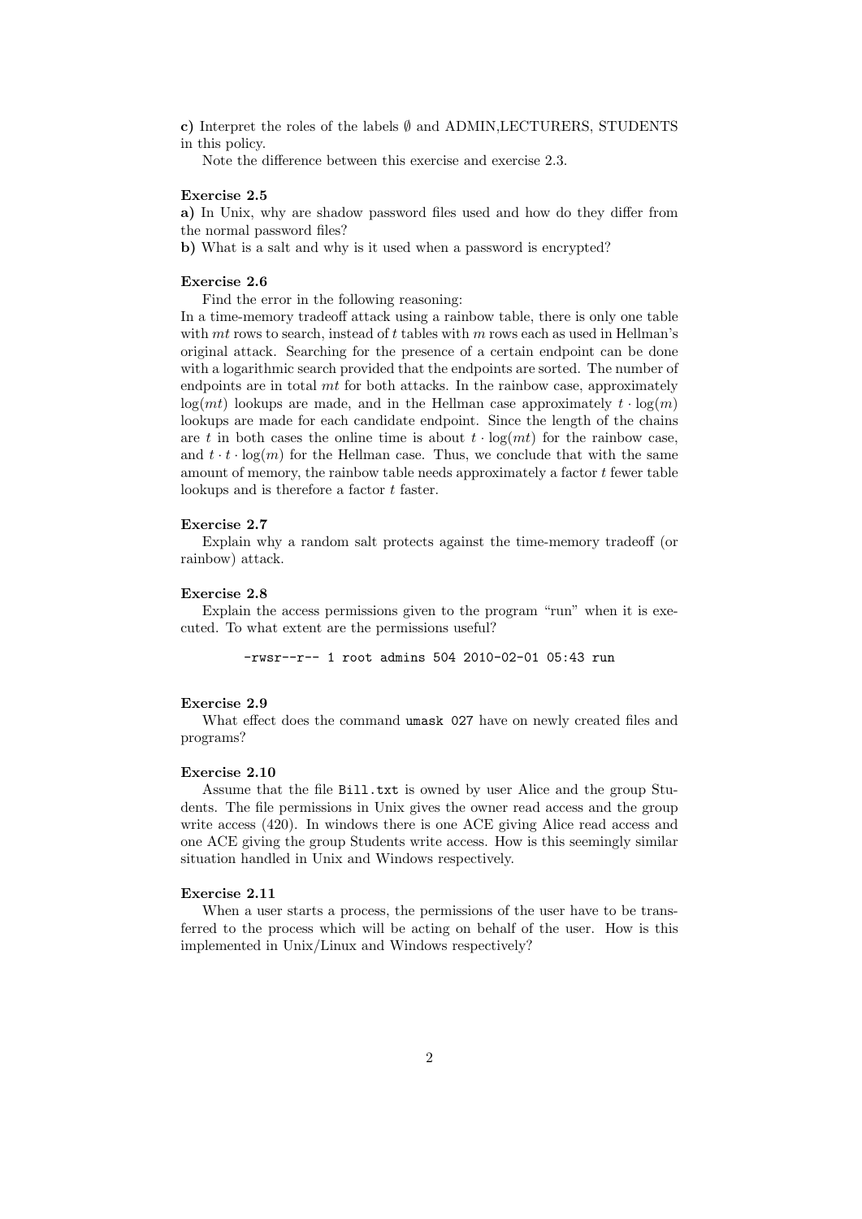**c)** Interpret the roles of the labels $\emptyset$ and ADMIN,LECTURERS, STUDENTS in this policy.

Note the difference between this exercise and exercise 2.3.

### Exercise 2.5

**a)** In Unix, why are shadow password files used and how do they differ from the normal password files?

**b)** What is a salt and why is it used when a password is encrypted?

### Exercise 2.6

Find the error in the following reasoning:

In a time-memory tradeoff attack using a rainbow table, there is only one table with $mt$ rows to search, instead of $t$ tables with $m$ rows each as used in Hellman's original attack. Searching for the presence of a certain endpoint can be done with a logarithmic search provided that the endpoints are sorted. The number of endpoints are in total $mt$ for both attacks. In the rainbow case, approximately $\log(mt)$ lookups are made, and in the Hellman case approximately $t \cdot \log(m)$ lookups are made for each candidate endpoint. Since the length of the chains are $t$ in both cases the online time is about $t \cdot \log(mt)$ for the rainbow case, and $t \cdot t \cdot \log(m)$ for the Hellman case. Thus, we conclude that with the same amount of memory, the rainbow table needs approximately a factor $t$ fewer table lookups and is therefore a factor $t$ faster.

### Exercise 2.7

Explain why a random salt protects against the time-memory tradeoff (or rainbow) attack.

### Exercise 2.8

Explain the access permissions given to the program "run" when it is executed. To what extent are the permissions useful?

```
-rwsr--r-- 1 root admins 504 2010-02-01 05:43 run
```

### Exercise 2.9

What effect does the command `umask 027` have on newly created files and programs?

### Exercise 2.10

Assume that the file `Bill.txt` is owned by user Alice and the group Students. The file permissions in Unix gives the owner read access and the group write access (420). In windows there is one ACE giving Alice read access and one ACE giving the group Students write access. How is this seemingly similar situation handled in Unix and Windows respectively.

### Exercise 2.11

When a user starts a process, the permissions of the user have to be transferred to the process which will be acting on behalf of the user. How is this implemented in Unix/Linux and Windows respectively?